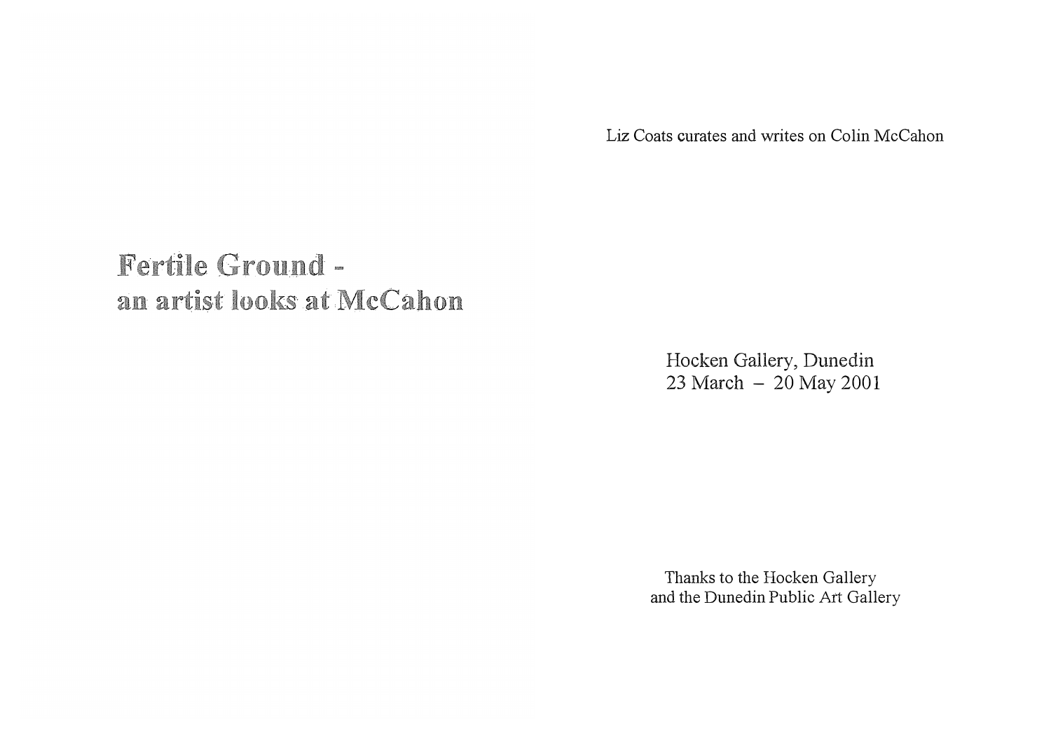Liz Coats curates and writes on Colin McCahon

# Fertile Ground - an artist looks at McCahon

Hocken Gallery, Dunedin
23 March – 20 May 2001

Thanks to the Hocken Gallery
and the Dunedin Public Art Gallery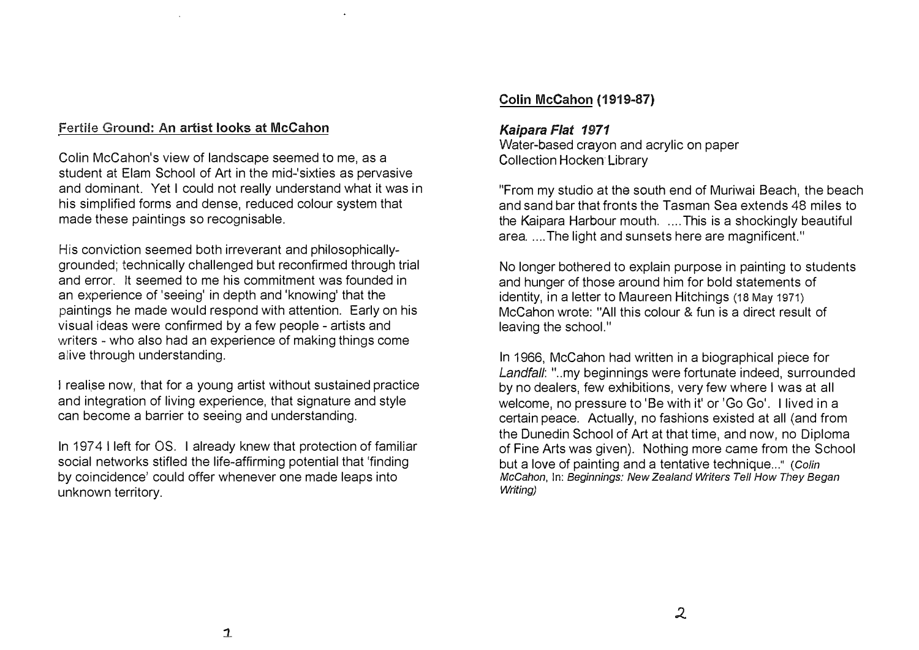## Fertile Ground: An artist looks at McCahon

Colin McCahon's view of landscape seemed to me, as a student at Elam School of Art in the mid-'sixties as pervasive and dominant. Yet I could not really understand what it was in his simplified forms and dense, reduced colour system that made these paintings so recognisable.

His conviction seemed both irreverant and philosophically-grounded; technically challenged but reconfirmed through trial and error. It seemed to me his commitment was founded in an experience of 'seeing' in depth and 'knowing' that the paintings he made would respond with attention. Early on his visual ideas were confirmed by a few people - artists and writers - who also had an experience of making things come alive through understanding.

I realise now, that for a young artist without sustained practice and integration of living experience, that signature and style can become a barrier to seeing and understanding.

In 1974 I left for OS. I already knew that protection of familiar social networks stifled the life-affirming potential that 'finding by coincidence' could offer whenever one made leaps into unknown territory.

## Colin McCahon (1919-87)

***Kaipara Flat 1971***
Water-based crayon and acrylic on paper
Collection Hocken Library

"From my studio at the south end of Muriwai Beach, the beach and sand bar that fronts the Tasman Sea extends 48 miles to the Kaipara Harbour mouth. ....This is a shockingly beautiful area. ....The light and sunsets here are magnificent."

No longer bothered to explain purpose in painting to students and hunger of those around him for bold statements of identity, in a letter to Maureen Hitchings (18 May 1971) McCahon wrote: "All this colour & fun is a direct result of leaving the school."

In 1966, McCahon had written in a biographical piece for *Landfall*: "..my beginnings were fortunate indeed, surrounded by no dealers, few exhibitions, very few where I was at all welcome, no pressure to 'Be with it' or 'Go Go'. I lived in a certain peace. Actually, no fashions existed at all (and from the Dunedin School of Art at that time, and now, no Diploma of Fine Arts was given). Nothing more came from the School but a love of painting and a tentative technique..." (*Colin McCahon*, In: *Beginnings: New Zealand Writers Tell How They Began Writing)*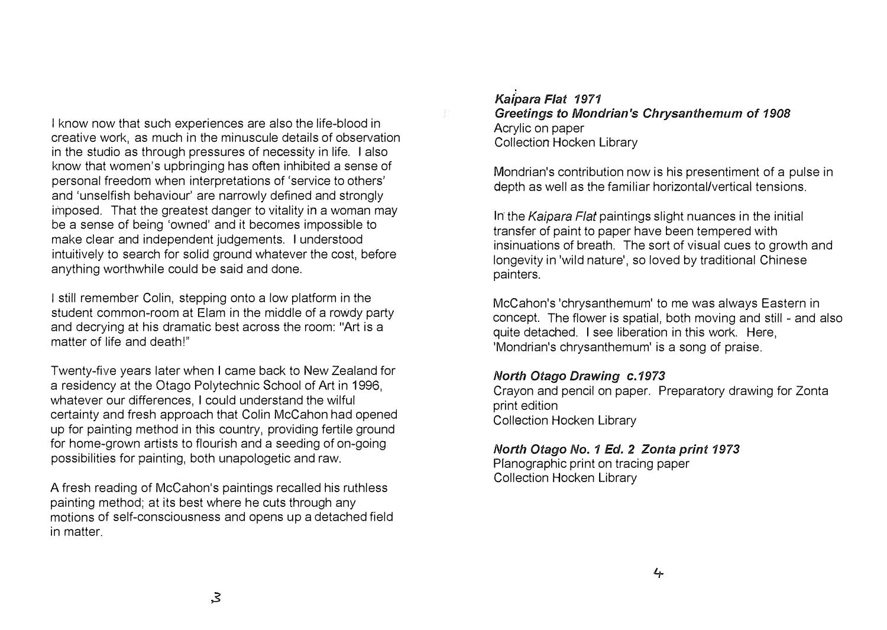I know now that such experiences are also the life-blood in creative work, as much in the minuscule details of observation in the studio as through pressures of necessity in life. I also know that women's upbringing has often inhibited a sense of personal freedom when interpretations of 'service to others' and 'unselfish behaviour' are narrowly defined and strongly imposed. That the greatest danger to vitality in a woman may be a sense of being 'owned' and it becomes impossible to make clear and independent judgements. I understood intuitively to search for solid ground whatever the cost, before anything worthwhile could be said and done.

I still remember Colin, stepping onto a low platform in the student common-room at Elam in the middle of a rowdy party and decrying at his dramatic best across the room: "Art is a matter of life and death!"

Twenty-five years later when I came back to New Zealand for a residency at the Otago Polytechnic School of Art in 1996, whatever our differences, I could understand the wilful certainty and fresh approach that Colin McCahon had opened up for painting method in this country, providing fertile ground for home-grown artists to flourish and a seeding of on-going possibilities for painting, both unapologetic and raw.

A fresh reading of McCahon's paintings recalled his ruthless painting method; at its best where he cuts through any motions of self-consciousness and opens up a detached field in matter.

***Kaipara Flat 1971***
***Greetings to Mondrian's Chrysanthemum of 1908***
Acrylic on paper
Collection Hocken Library

Mondrian's contribution now is his presentiment of a pulse in depth as well as the familiar horizontal/vertical tensions.

In the *Kaipara Flat* paintings slight nuances in the initial transfer of paint to paper have been tempered with insinuations of breath. The sort of visual cues to growth and longevity in 'wild nature', so loved by traditional Chinese painters.

McCahon's 'chrysanthemum' to me was always Eastern in concept. The flower is spatial, both moving and still - and also quite detached. I see liberation in this work. Here, 'Mondrian's chrysanthemum' is a song of praise.

***North Otago Drawing c.1973***
Crayon and pencil on paper. Preparatory drawing for Zonta print edition
Collection Hocken Library

***North Otago No. 1 Ed. 2 Zonta print 1973***
Planographic print on tracing paper
Collection Hocken Library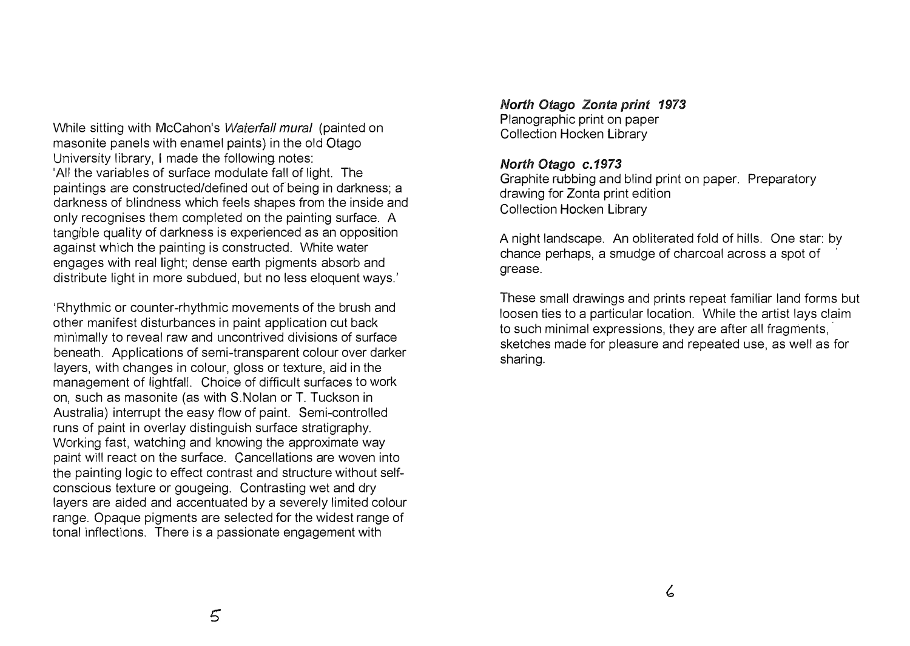While sitting with McCahon's *Waterfall mural* (painted on masonite panels with enamel paints) in the old Otago University library, I made the following notes:
'All the variables of surface modulate fall of light. The paintings are constructed/defined out of being in darkness; a darkness of blindness which feels shapes from the inside and only recognises them completed on the painting surface. A tangible quality of darkness is experienced as an opposition against which the painting is constructed. White water engages with real light; dense earth pigments absorb and distribute light in more subdued, but no less eloquent ways.'

'Rhythmic or counter-rhythmic movements of the brush and other manifest disturbances in paint application cut back minimally to reveal raw and uncontrived divisions of surface beneath. Applications of semi-transparent colour over darker layers, with changes in colour, gloss or texture, aid in the management of lightfall. Choice of difficult surfaces to work on, such as masonite (as with S.Nolan or T. Tuckson in Australia) interrupt the easy flow of paint. Semi-controlled runs of paint in overlay distinguish surface stratigraphy. Working fast, watching and knowing the approximate way paint will react on the surface. Cancellations are woven into the painting logic to effect contrast and structure without self-conscious texture or gougeing. Contrasting wet and dry layers are aided and accentuated by a severely limited colour range. Opaque pigments are selected for the widest range of tonal inflections. There is a passionate engagement with

***North Otago Zonta print 1973***
Planographic print on paper
Collection Hocken Library

***North Otago c.1973***
Graphite rubbing and blind print on paper. Preparatory drawing for Zonta print edition
Collection Hocken Library

A night landscape. An obliterated fold of hills. One star: by chance perhaps, a smudge of charcoal across a spot of grease.

These small drawings and prints repeat familiar land forms but loosen ties to a particular location. While the artist lays claim to such minimal expressions, they are after all fragments, sketches made for pleasure and repeated use, as well as for sharing.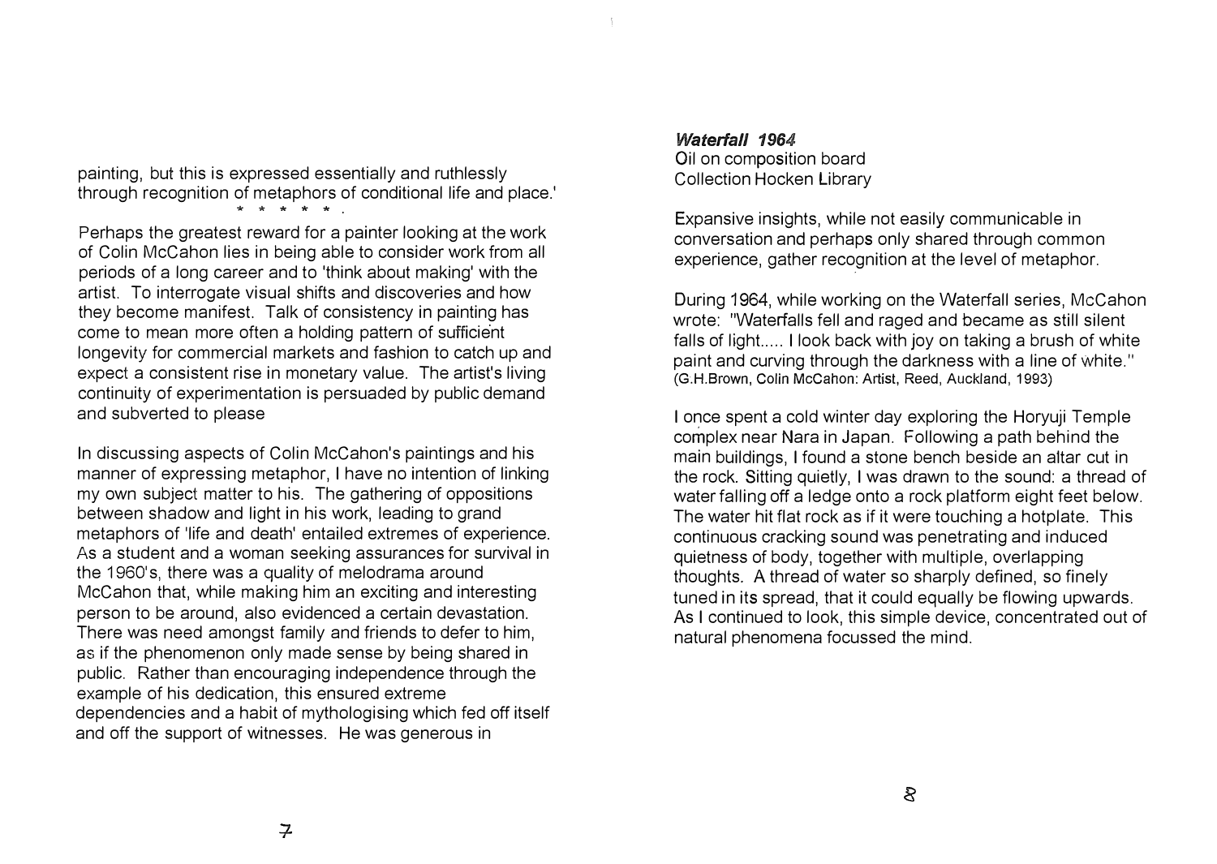painting, but this is expressed essentially and ruthlessly through recognition of metaphors of conditional life and place.'

\* \* \* \* \* .

Perhaps the greatest reward for a painter looking at the work of Colin McCahon lies in being able to consider work from all periods of a long career and to 'think about making' with the artist. To interrogate visual shifts and discoveries and how they become manifest. Talk of consistency in painting has come to mean more often a holding pattern of sufficient longevity for commercial markets and fashion to catch up and expect a consistent rise in monetary value. The artist's living continuity of experimentation is persuaded by public demand and subverted to please

In discussing aspects of Colin McCahon's paintings and his manner of expressing metaphor, I have no intention of linking my own subject matter to his. The gathering of oppositions between shadow and light in his work, leading to grand metaphors of 'life and death' entailed extremes of experience. As a student and a woman seeking assurances for survival in the 1960's, there was a quality of melodrama around McCahon that, while making him an exciting and interesting person to be around, also evidenced a certain devastation. There was need amongst family and friends to defer to him, as if the phenomenon only made sense by being shared in public. Rather than encouraging independence through the example of his dedication, this ensured extreme dependencies and a habit of mythologising which fed off itself and off the support of witnesses. He was generous in

***Waterfall 1964***
Oil on composition board
Collection Hocken Library

Expansive insights, while not easily communicable in conversation and perhaps only shared through common experience, gather recognition at the level of metaphor.

During 1964, while working on the Waterfall series, McCahon wrote: "Waterfalls fell and raged and became as still silent falls of light..... I look back with joy on taking a brush of white paint and curving through the darkness with a line of white." (G.H.Brown, Colin McCahon: Artist, Reed, Auckland, 1993)

I once spent a cold winter day exploring the Horyuji Temple complex near Nara in Japan. Following a path behind the main buildings, I found a stone bench beside an altar cut in the rock. Sitting quietly, I was drawn to the sound: a thread of water falling off a ledge onto a rock platform eight feet below. The water hit flat rock as if it were touching a hotplate. This continuous cracking sound was penetrating and induced quietness of body, together with multiple, overlapping thoughts. A thread of water so sharply defined, so finely tuned in its spread, that it could equally be flowing upwards. As I continued to look, this simple device, concentrated out of natural phenomena focussed the mind.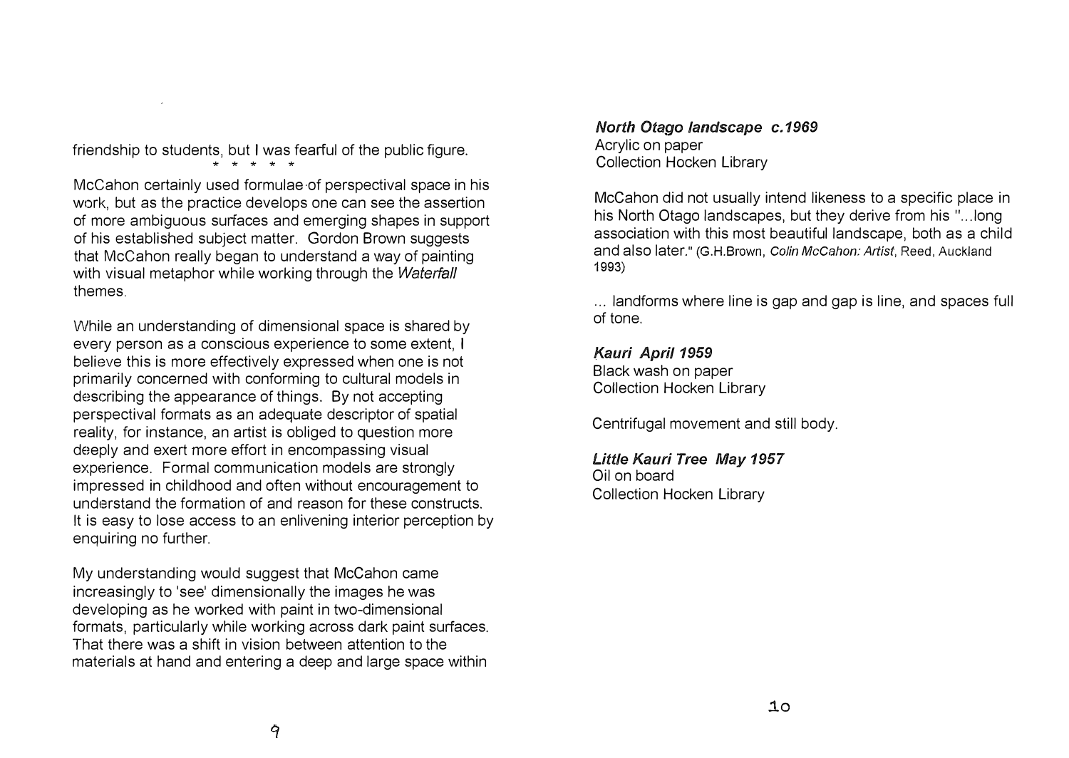friendship to students, but I was fearful of the public figure.

\* \* \* \* \*

McCahon certainly used formulae of perspectival space in his work, but as the practice develops one can see the assertion of more ambiguous surfaces and emerging shapes in support of his established subject matter. Gordon Brown suggests that McCahon really began to understand a way of painting with visual metaphor while working through the *Waterfall* themes.

While an understanding of dimensional space is shared by every person as a conscious experience to some extent, I believe this is more effectively expressed when one is not primarily concerned with conforming to cultural models in describing the appearance of things. By not accepting perspectival formats as an adequate descriptor of spatial reality, for instance, an artist is obliged to question more deeply and exert more effort in encompassing visual experience. Formal communication models are strongly impressed in childhood and often without encouragement to understand the formation of and reason for these constructs. It is easy to lose access to an enlivening interior perception by enquiring no further.

My understanding would suggest that McCahon came increasingly to 'see' dimensionally the images he was developing as he worked with paint in two-dimensional formats, particularly while working across dark paint surfaces. That there was a shift in vision between attention to the materials at hand and entering a deep and large space within

***North Otago landscape c.1969***
Acrylic on paper
Collection Hocken Library

McCahon did not usually intend likeness to a specific place in his North Otago landscapes, but they derive from his "...long association with this most beautiful landscape, both as a child and also later." (G.H.Brown, *Colin McCahon: Artist*, Reed, Auckland 1993)

... landforms where line is gap and gap is line, and spaces full of tone.

***Kauri April 1959***
Black wash on paper
Collection Hocken Library

Centrifugal movement and still body.

***Little Kauri Tree May 1957***
Oil on board
Collection Hocken Library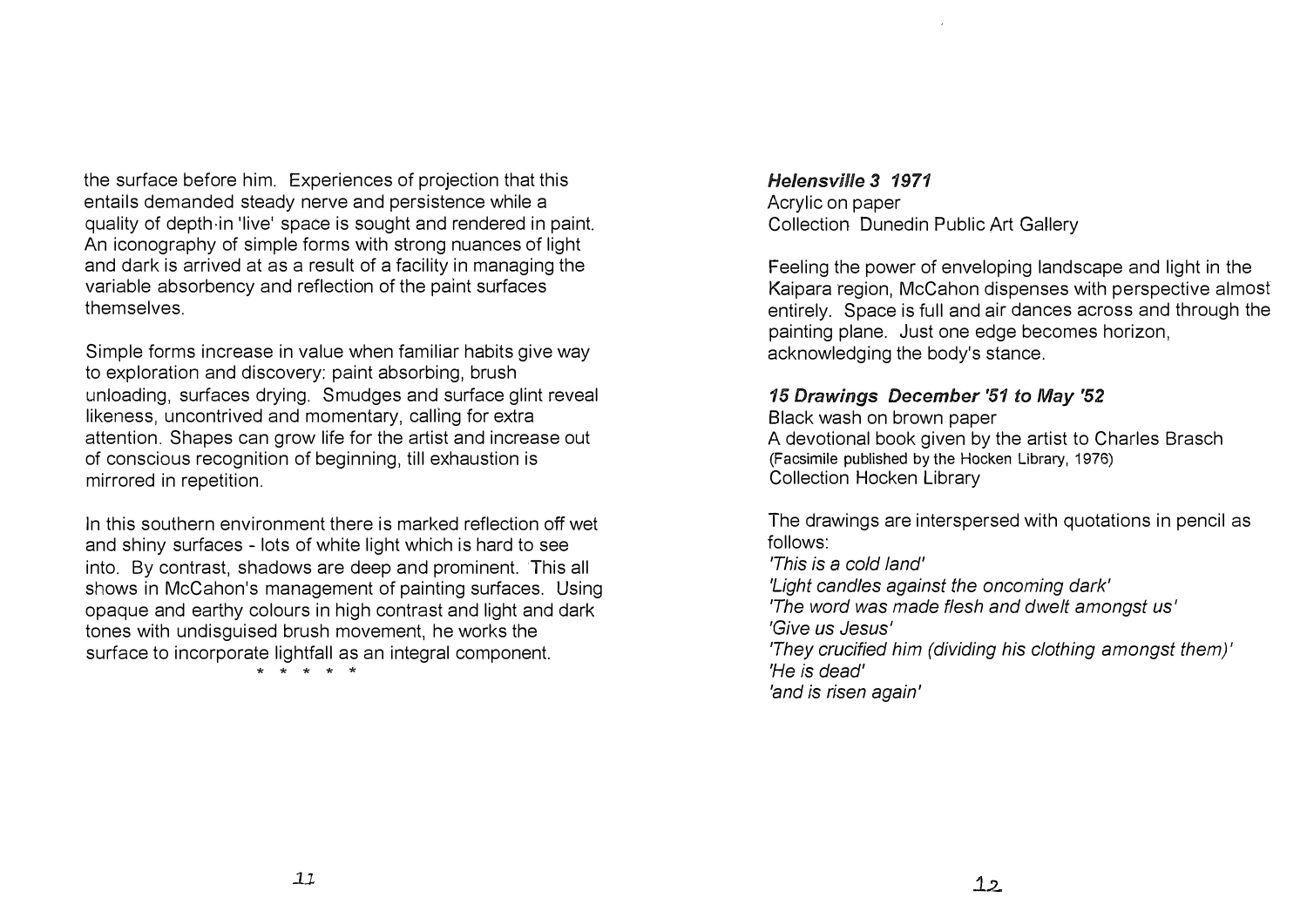the surface before him. Experiences of projection that this entails demanded steady nerve and persistence while a quality of depth in 'live' space is sought and rendered in paint. An iconography of simple forms with strong nuances of light and dark is arrived at as a result of a facility in managing the variable absorbency and reflection of the paint surfaces themselves.

Simple forms increase in value when familiar habits give way to exploration and discovery: paint absorbing, brush unloading, surfaces drying. Smudges and surface glint reveal likeness, uncontrived and momentary, calling for extra attention. Shapes can grow life for the artist and increase out of conscious recognition of beginning, till exhaustion is mirrored in repetition.

In this southern environment there is marked reflection off wet and shiny surfaces - lots of white light which is hard to see into. By contrast, shadows are deep and prominent. This all shows in McCahon's management of painting surfaces. Using opaque and earthy colours in high contrast and light and dark tones with undisguised brush movement, he works the surface to incorporate lightfall as an integral component.

\* \* \* \* \*

***Helensville 3 1971***
Acrylic on paper
Collection Dunedin Public Art Gallery

Feeling the power of enveloping landscape and light in the Kaipara region, McCahon dispenses with perspective almost entirely. Space is full and air dances across and through the painting plane. Just one edge becomes horizon, acknowledging the body's stance.

***15 Drawings December '51 to May '52***
Black wash on brown paper
A devotional book given by the artist to Charles Brasch
(Facsimile published by the Hocken Library, 1976)
Collection Hocken Library

The drawings are interspersed with quotations in pencil as follows:
*'This is a cold land'*
*'Light candles against the oncoming dark'*
*'The word was made flesh and dwelt amongst us'*
*'Give us Jesus'*
*'They crucified him (dividing his clothing amongst them)'*
*'He is dead'*
*'and is risen again'*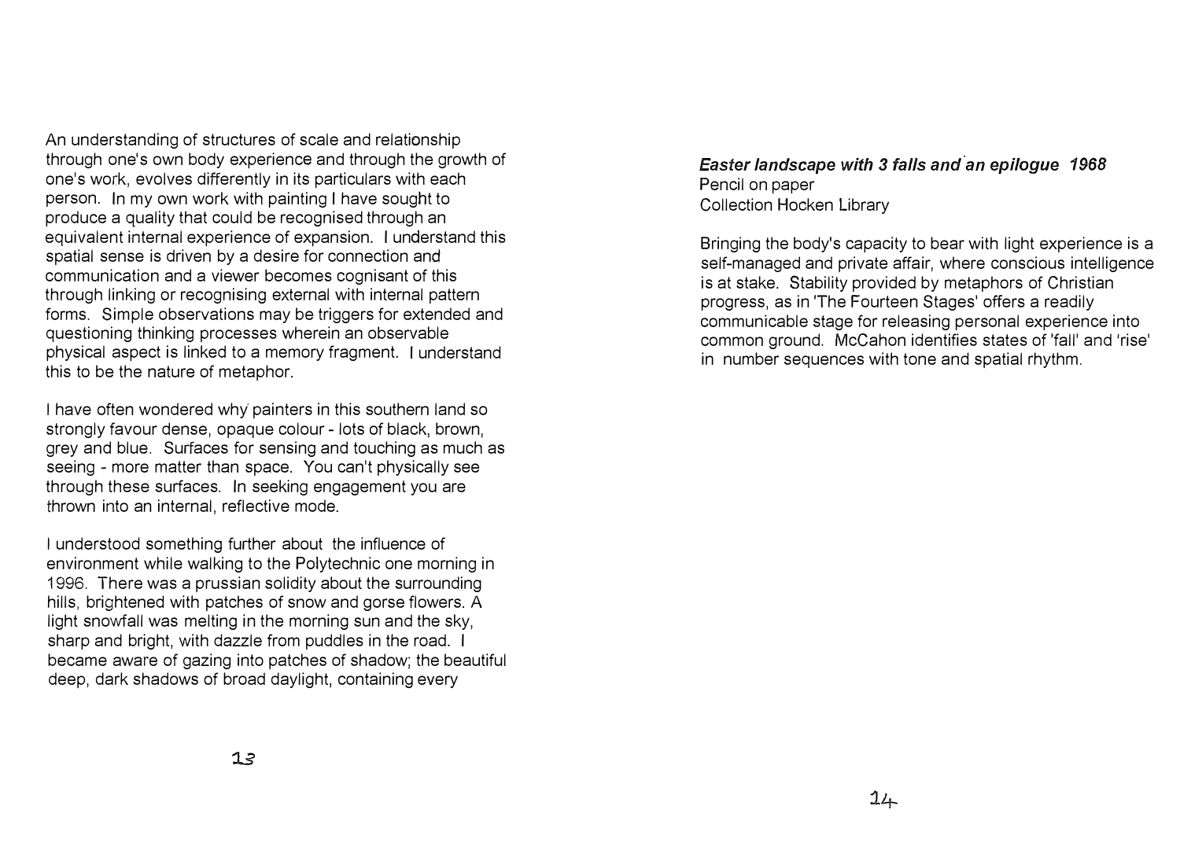An understanding of structures of scale and relationship through one's own body experience and through the growth of one's work, evolves differently in its particulars with each person. In my own work with painting I have sought to produce a quality that could be recognised through an equivalent internal experience of expansion. I understand this spatial sense is driven by a desire for connection and communication and a viewer becomes cognisant of this through linking or recognising external with internal pattern forms. Simple observations may be triggers for extended and questioning thinking processes wherein an observable physical aspect is linked to a memory fragment. I understand this to be the nature of metaphor.

I have often wondered why painters in this southern land so strongly favour dense, opaque colour - lots of black, brown, grey and blue. Surfaces for sensing and touching as much as seeing - more matter than space. You can't physically see through these surfaces. In seeking engagement you are thrown into an internal, reflective mode.

I understood something further about the influence of environment while walking to the Polytechnic one morning in 1996. There was a prussian solidity about the surrounding hills, brightened with patches of snow and gorse flowers. A light snowfall was melting in the morning sun and the sky, sharp and bright, with dazzle from puddles in the road. I became aware of gazing into patches of shadow; the beautiful deep, dark shadows of broad daylight, containing every

***Easter landscape with 3 falls and an epilogue 1968***
Pencil on paper
Collection Hocken Library

Bringing the body's capacity to bear with light experience is a self-managed and private affair, where conscious intelligence is at stake. Stability provided by metaphors of Christian progress, as in 'The Fourteen Stages' offers a readily communicable stage for releasing personal experience into common ground. McCahon identifies states of 'fall' and 'rise' in number sequences with tone and spatial rhythm.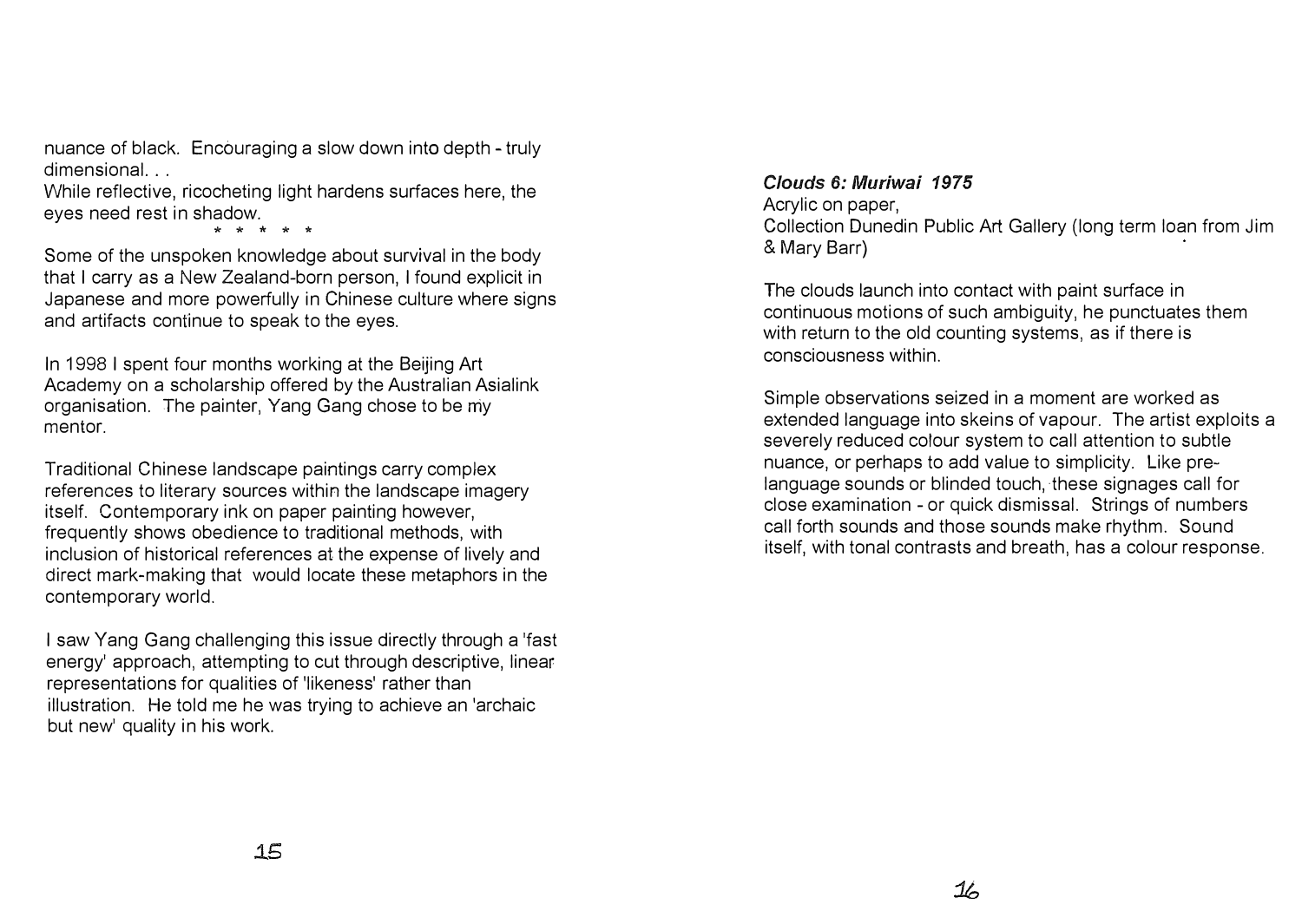nuance of black. Encouraging a slow down into depth - truly dimensional. . .
While reflective, ricocheting light hardens surfaces here, the eyes need rest in shadow.

\* \* \* \* \*

Some of the unspoken knowledge about survival in the body that I carry as a New Zealand-born person, I found explicit in Japanese and more powerfully in Chinese culture where signs and artifacts continue to speak to the eyes.

In 1998 I spent four months working at the Beijing Art Academy on a scholarship offered by the Australian Asialink organisation. The painter, Yang Gang chose to be my mentor.

Traditional Chinese landscape paintings carry complex references to literary sources within the landscape imagery itself. Contemporary ink on paper painting however, frequently shows obedience to traditional methods, with inclusion of historical references at the expense of lively and direct mark-making that would locate these metaphors in the contemporary world.

I saw Yang Gang challenging this issue directly through a 'fast energy' approach, attempting to cut through descriptive, linear representations for qualities of 'likeness' rather than illustration. He told me he was trying to achieve an 'archaic but new' quality in his work.

***Clouds 6: Muriwai 1975***
Acrylic on paper,
Collection Dunedin Public Art Gallery (long term loan from Jim & Mary Barr)

The clouds launch into contact with paint surface in continuous motions of such ambiguity, he punctuates them with return to the old counting systems, as if there is consciousness within.

Simple observations seized in a moment are worked as extended language into skeins of vapour. The artist exploits a severely reduced colour system to call attention to subtle nuance, or perhaps to add value to simplicity. Like pre-language sounds or blinded touch, these signages call for close examination - or quick dismissal. Strings of numbers call forth sounds and those sounds make rhythm. Sound itself, with tonal contrasts and breath, has a colour response.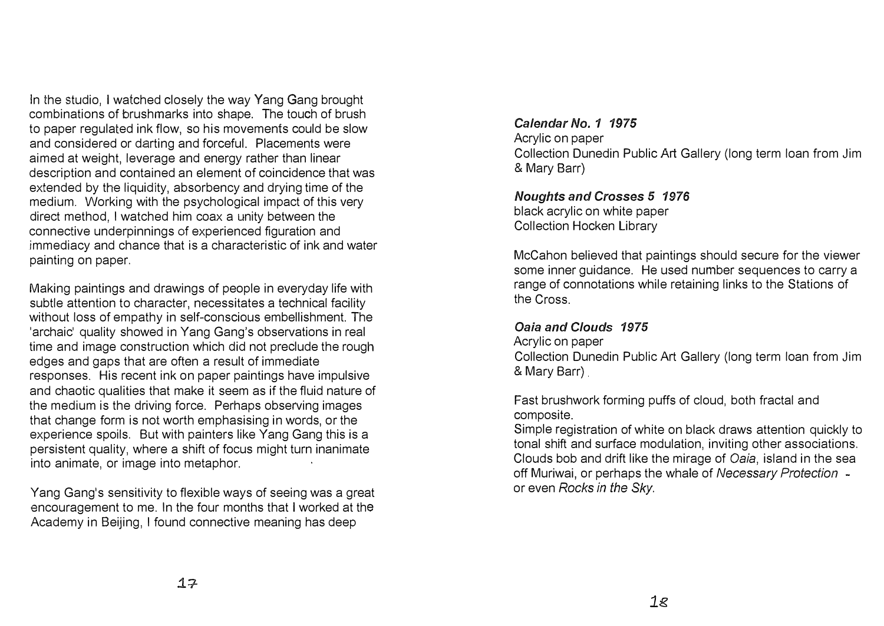In the studio, I watched closely the way Yang Gang brought combinations of brushmarks into shape. The touch of brush to paper regulated ink flow, so his movements could be slow and considered or darting and forceful. Placements were aimed at weight, leverage and energy rather than linear description and contained an element of coincidence that was extended by the liquidity, absorbency and drying time of the medium. Working with the psychological impact of this very direct method, I watched him coax a unity between the connective underpinnings of experienced figuration and immediacy and chance that is a characteristic of ink and water painting on paper.

Making paintings and drawings of people in everyday life with subtle attention to character, necessitates a technical facility without loss of empathy in self-conscious embellishment. The 'archaic' quality showed in Yang Gang's observations in real time and image construction which did not preclude the rough edges and gaps that are often a result of immediate responses. His recent ink on paper paintings have impulsive and chaotic qualities that make it seem as if the fluid nature of the medium is the driving force. Perhaps observing images that change form is not worth emphasising in words, or the experience spoils. But with painters like Yang Gang this is a persistent quality, where a shift of focus might turn inanimate into animate, or image into metaphor.

Yang Gang's sensitivity to flexible ways of seeing was a great encouragement to me. In the four months that I worked at the Academy in Beijing, I found connective meaning has deep

***Calendar No. 1 1975***
Acrylic on paper
Collection Dunedin Public Art Gallery (long term loan from Jim & Mary Barr)

***Noughts and Crosses 5 1976***
black acrylic on white paper
Collection Hocken Library

McCahon believed that paintings should secure for the viewer some inner guidance. He used number sequences to carry a range of connotations while retaining links to the Stations of the Cross.

***Oaia and Clouds 1975***
Acrylic on paper
Collection Dunedin Public Art Gallery (long term loan from Jim & Mary Barr)

Fast brushwork forming puffs of cloud, both fractal and composite.
Simple registration of white on black draws attention quickly to tonal shift and surface modulation, inviting other associations. Clouds bob and drift like the mirage of *Oaia*, island in the sea off Muriwai, or perhaps the whale of *Necessary Protection* - or even *Rocks in the Sky*.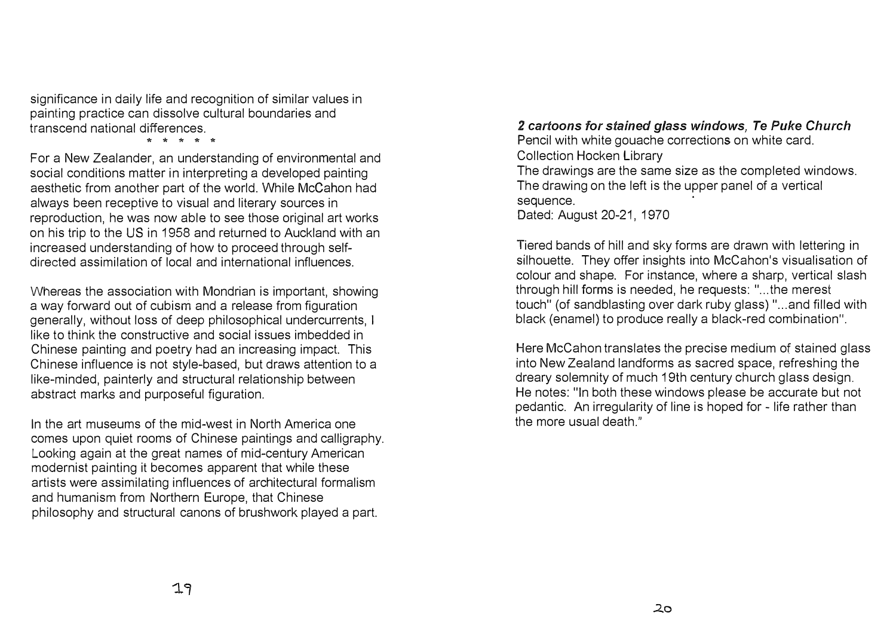significance in daily life and recognition of similar values in painting practice can dissolve cultural boundaries and transcend national differences.

\* \* \* \* \*

For a New Zealander, an understanding of environmental and social conditions matter in interpreting a developed painting aesthetic from another part of the world. While McCahon had always been receptive to visual and literary sources in reproduction, he was now able to see those original art works on his trip to the US in 1958 and returned to Auckland with an increased understanding of how to proceed through self-directed assimilation of local and international influences.

Whereas the association with Mondrian is important, showing a way forward out of cubism and a release from figuration generally, without loss of deep philosophical undercurrents, I like to think the constructive and social issues imbedded in Chinese painting and poetry had an increasing impact. This Chinese influence is not style-based, but draws attention to a like-minded, painterly and structural relationship between abstract marks and purposeful figuration.

In the art museums of the mid-west in North America one comes upon quiet rooms of Chinese paintings and calligraphy. Looking again at the great names of mid-century American modernist painting it becomes apparent that while these artists were assimilating influences of architectural formalism and humanism from Northern Europe, that Chinese philosophy and structural canons of brushwork played a part.

***2 cartoons for stained glass windows, Te Puke Church***
Pencil with white gouache corrections on white card.
Collection Hocken Library
The drawings are the same size as the completed windows. The drawing on the left is the upper panel of a vertical sequence.
Dated: August 20-21, 1970

Tiered bands of hill and sky forms are drawn with lettering in silhouette. They offer insights into McCahon's visualisation of colour and shape. For instance, where a sharp, vertical slash through hill forms is needed, he requests: "...the merest touch" (of sandblasting over dark ruby glass) "...and filled with black (enamel) to produce really a black-red combination".

Here McCahon translates the precise medium of stained glass into New Zealand landforms as sacred space, refreshing the dreary solemnity of much 19th century church glass design. He notes: "In both these windows please be accurate but not pedantic. An irregularity of line is hoped for - life rather than the more usual death."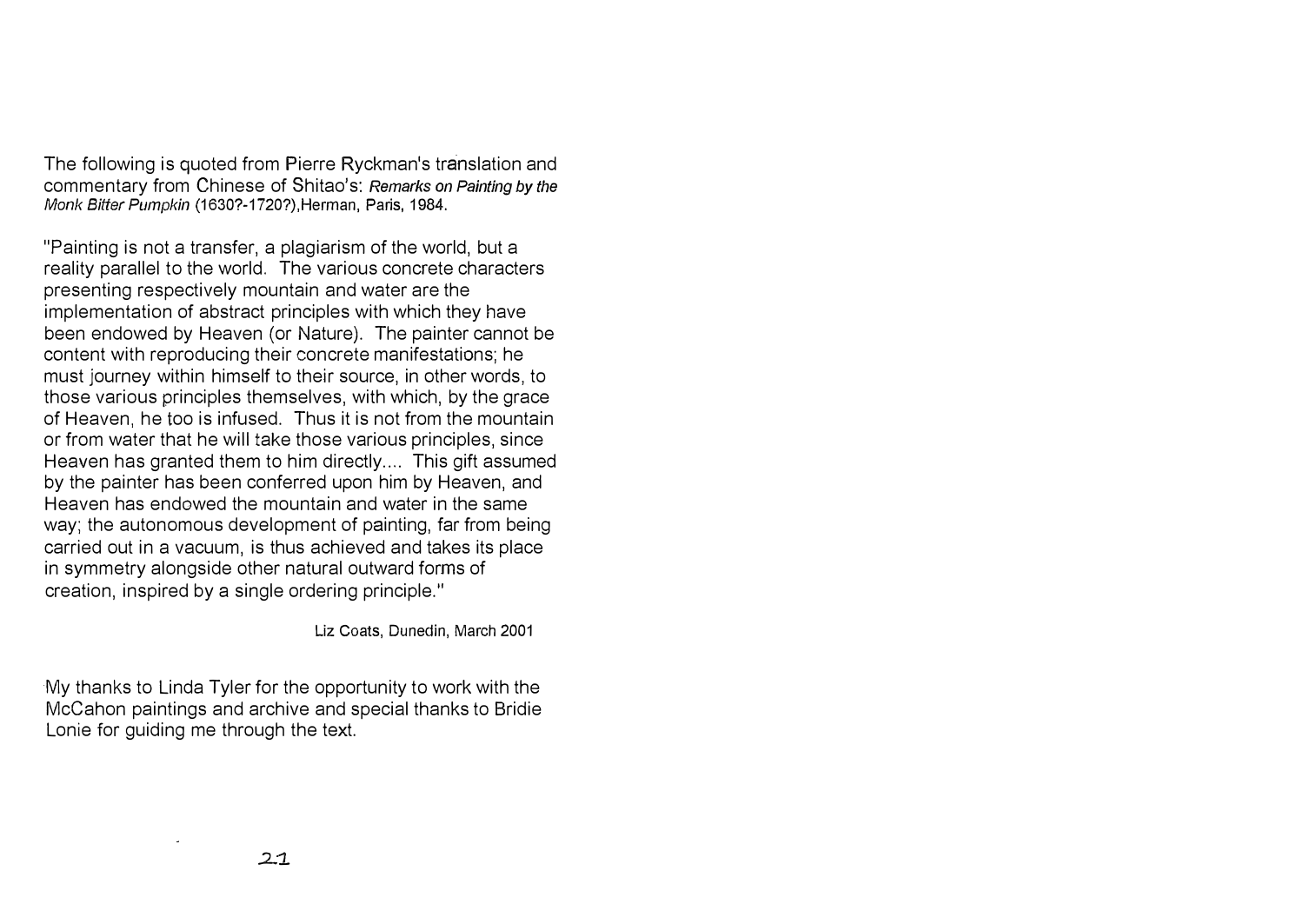The following is quoted from Pierre Ryckman's translation and commentary from Chinese of Shitao's: *Remarks on Painting by the Monk Bitter Pumpkin* (1630?-1720?),Herman, Paris, 1984.

"Painting is not a transfer, a plagiarism of the world, but a reality parallel to the world. The various concrete characters presenting respectively mountain and water are the implementation of abstract principles with which they have been endowed by Heaven (or Nature). The painter cannot be content with reproducing their concrete manifestations; he must journey within himself to their source, in other words, to those various principles themselves, with which, by the grace of Heaven, he too is infused. Thus it is not from the mountain or from water that he will take those various principles, since Heaven has granted them to him directly.... This gift assumed by the painter has been conferred upon him by Heaven, and Heaven has endowed the mountain and water in the same way; the autonomous development of painting, far from being carried out in a vacuum, is thus achieved and takes its place in symmetry alongside other natural outward forms of creation, inspired by a single ordering principle."

Liz Coats, Dunedin, March 2001

My thanks to Linda Tyler for the opportunity to work with the McCahon paintings and archive and special thanks to Bridie Lonie for guiding me through the text.